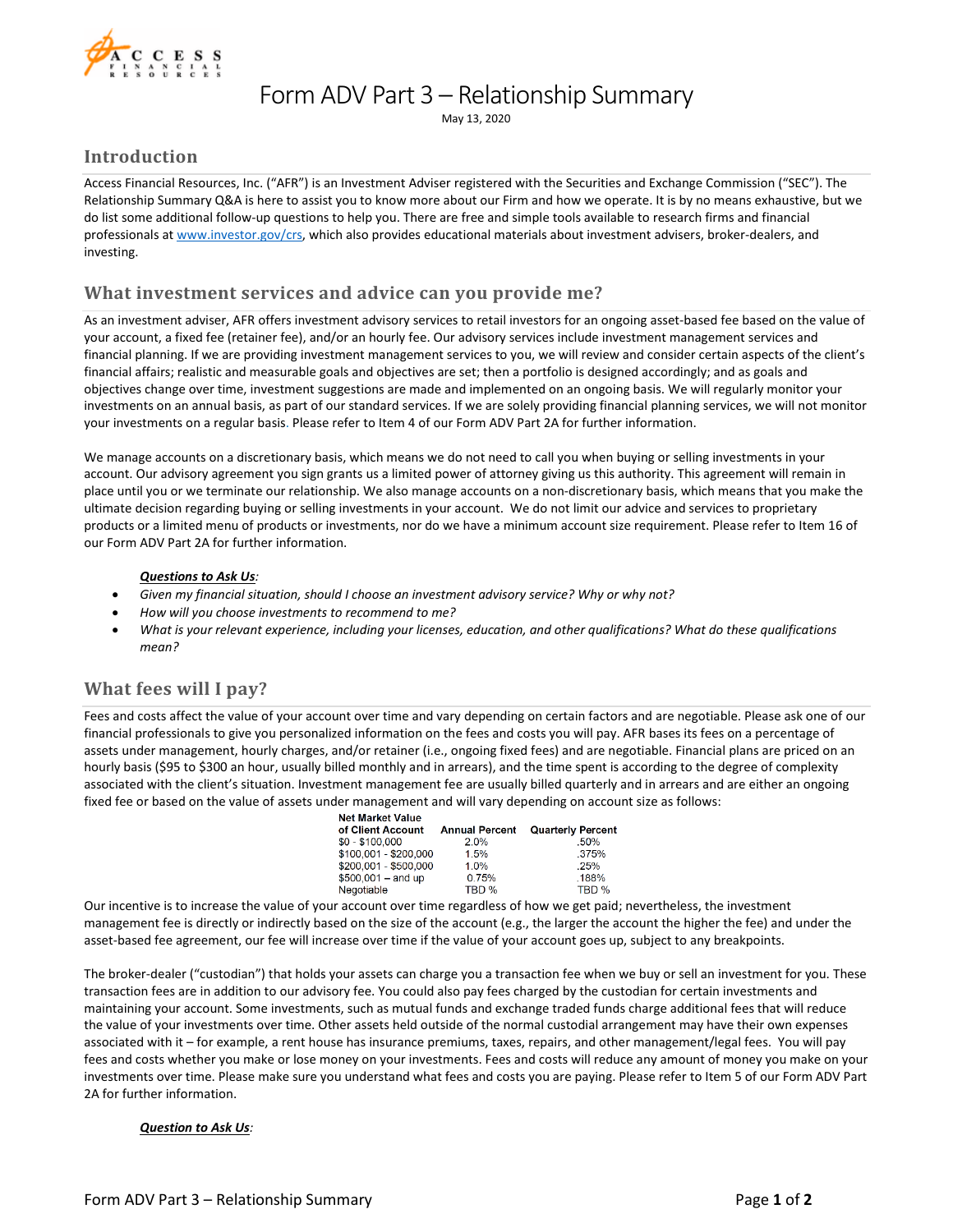# Form ADV Part 3 – Relationship Summary

May 13, 2020

## Introduction

Access Financial Resources, Inc. ("AFR") is an Investment Adviser registered with the Securities and Exchange Commission ("SEC"). The Relationship Summary Q&A is here to assist you to know more about our Firm and how we operate. It is by no means exhaustive, but we do list some additional follow-up questions to help you. There are free and simple tools available to research firms and financial professionals at www.investor.gov/crs, which also provides educational materials about investment advisers, broker-dealers, and investing.

## What investment services and advice can you provide me?

As an investment adviser, AFR offers investment advisory services to retail investors for an ongoing asset-based fee based on the value of your account, a fixed fee (retainer fee), and/or an hourly fee. Our advisory services include investment management services and financial planning. If we are providing investment management services to you, we will review and consider certain aspects of the client's financial affairs; realistic and measurable goals and objectives are set; then a portfolio is designed accordingly; and as goals and objectives change over time, investment suggestions are made and implemented on an ongoing basis. We will regularly monitor your investments on an annual basis, as part of our standard services. If we are solely providing financial planning services, we will not monitor your investments on a regular basis. Please refer to Item 4 of our Form ADV Part 2A for further information.

We manage accounts on a discretionary basis, which means we do not need to call you when buying or selling investments in your account. Our advisory agreement you sign grants us a limited power of attorney giving us this authority. This agreement will remain in place until you or we terminate our relationship. We also manage accounts on a non-discretionary basis, which means that you make the ultimate decision regarding buying or selling investments in your account. We do not limit our advice and services to proprietary products or a limited menu of products or investments, nor do we have a minimum account size requirement. Please refer to Item 16 of our Form ADV Part 2A for further information.

***Questions to Ask Us:***

- *Given my financial situation, should I choose an investment advisory service? Why or why not?*
- *How will you choose investments to recommend to me?*
- *What is your relevant experience, including your licenses, education, and other qualifications? What do these qualifications mean?*

## What fees will I pay?

Fees and costs affect the value of your account over time and vary depending on certain factors and are negotiable. Please ask one of our financial professionals to give you personalized information on the fees and costs you will pay. AFR bases its fees on a percentage of assets under management, hourly charges, and/or retainer (i.e., ongoing fixed fees) and are negotiable. Financial plans are priced on an hourly basis ($95 to $300 an hour, usually billed monthly and in arrears), and the time spent is according to the degree of complexity associated with the client's situation. Investment management fee are usually billed quarterly and in arrears and are either an ongoing fixed fee or based on the value of assets under management and will vary depending on account size as follows:

| Net Market Value of Client Account | Annual Percent | Quarterly Percent |
|---|---|---|
| $0 - $100,000 | 2.0% | .50% |
| $100,001 - $200,000 | 1.5% | .375% |
| $200,001 - $500,000 | 1.0% | .25% |
| $500,001 – and up | 0.75% | .188% |
| Negotiable | TBD % | TBD % |

Our incentive is to increase the value of your account over time regardless of how we get paid; nevertheless, the investment management fee is directly or indirectly based on the size of the account (e.g., the larger the account the higher the fee) and under the asset-based fee agreement, our fee will increase over time if the value of your account goes up, subject to any breakpoints.

The broker-dealer ("custodian") that holds your assets can charge you a transaction fee when we buy or sell an investment for you. These transaction fees are in addition to our advisory fee. You could also pay fees charged by the custodian for certain investments and maintaining your account. Some investments, such as mutual funds and exchange traded funds charge additional fees that will reduce the value of your investments over time. Other assets held outside of the normal custodial arrangement may have their own expenses associated with it – for example, a rent house has insurance premiums, taxes, repairs, and other management/legal fees. You will pay fees and costs whether you make or lose money on your investments. Fees and costs will reduce any amount of money you make on your investments over time. Please make sure you understand what fees and costs you are paying. Please refer to Item 5 of our Form ADV Part 2A for further information.

***Question to Ask Us:***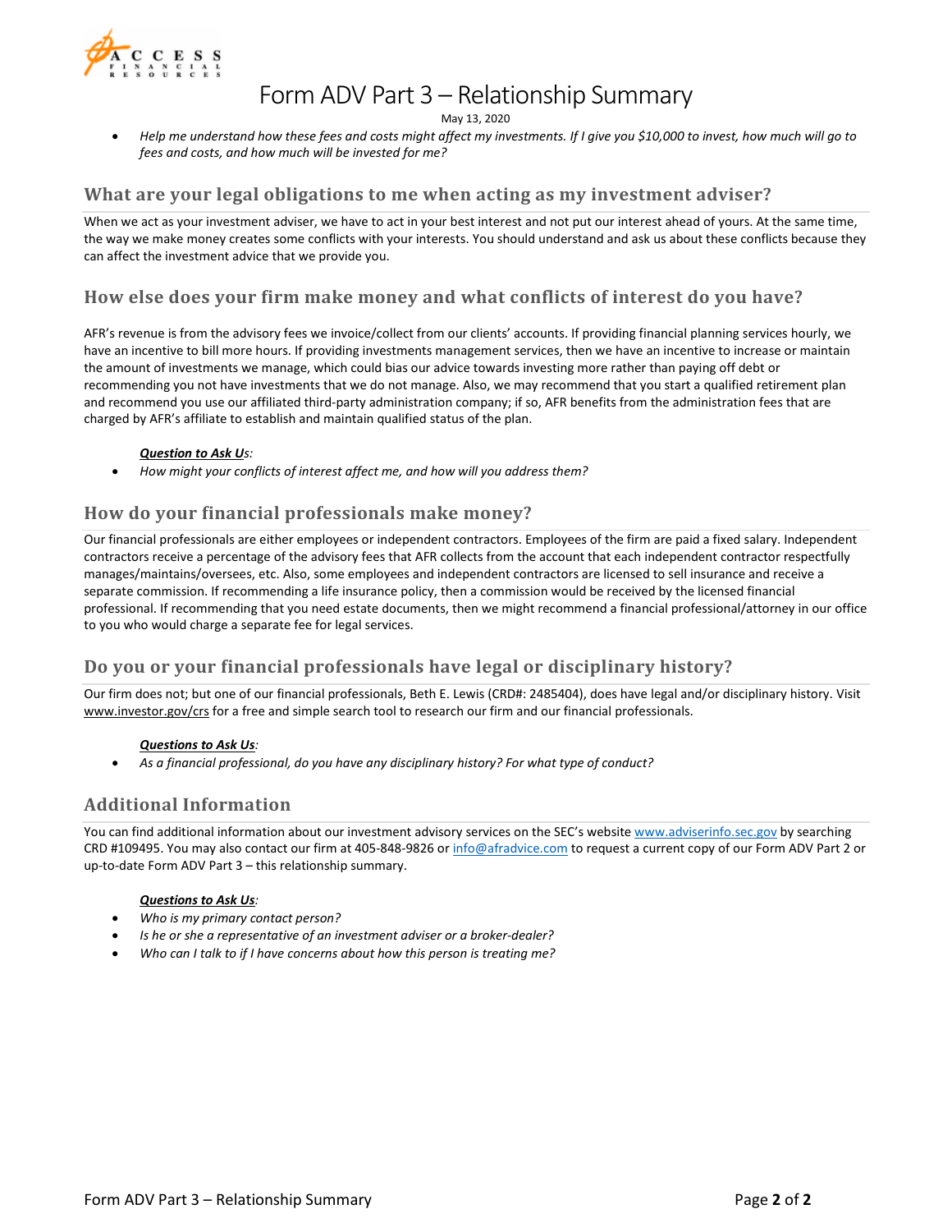# Form ADV Part 3 – Relationship Summary

May 13, 2020

- *Help me understand how these fees and costs might affect my investments. If I give you $10,000 to invest, how much will go to fees and costs, and how much will be invested for me?*

## What are your legal obligations to me when acting as my investment adviser?

When we act as your investment adviser, we have to act in your best interest and not put our interest ahead of yours. At the same time, the way we make money creates some conflicts with your interests. You should understand and ask us about these conflicts because they can affect the investment advice that we provide you.

## How else does your firm make money and what conflicts of interest do you have?

AFR's revenue is from the advisory fees we invoice/collect from our clients' accounts. If providing financial planning services hourly, we have an incentive to bill more hours. If providing investments management services, then we have an incentive to increase or maintain the amount of investments we manage, which could bias our advice towards investing more rather than paying off debt or recommending you not have investments that we do not manage. Also, we may recommend that you start a qualified retirement plan and recommend you use our affiliated third-party administration company; if so, AFR benefits from the administration fees that are charged by AFR's affiliate to establish and maintain qualified status of the plan.

***Question to Ask Us**:*

- *How might your conflicts of interest affect me, and how will you address them?*

## How do your financial professionals make money?

Our financial professionals are either employees or independent contractors. Employees of the firm are paid a fixed salary. Independent contractors receive a percentage of the advisory fees that AFR collects from the account that each independent contractor respectfully manages/maintains/oversees, etc. Also, some employees and independent contractors are licensed to sell insurance and receive a separate commission. If recommending a life insurance policy, then a commission would be received by the licensed financial professional. If recommending that you need estate documents, then we might recommend a financial professional/attorney in our office to you who would charge a separate fee for legal services.

## Do you or your financial professionals have legal or disciplinary history?

Our firm does not; but one of our financial professionals, Beth E. Lewis (CRD#: 2485404), does have legal and/or disciplinary history. Visit www.investor.gov/crs for a free and simple search tool to research our firm and our financial professionals.

***Questions to Ask Us**:*

- *As a financial professional, do you have any disciplinary history? For what type of conduct?*

## Additional Information

You can find additional information about our investment advisory services on the SEC's website www.adviserinfo.sec.gov by searching CRD #109495. You may also contact our firm at 405-848-9826 or info@afradvice.com to request a current copy of our Form ADV Part 2 or up-to-date Form ADV Part 3 – this relationship summary.

***Questions to Ask Us**:*

- *Who is my primary contact person?*
- *Is he or she a representative of an investment adviser or a broker-dealer?*
- *Who can I talk to if I have concerns about how this person is treating me?*